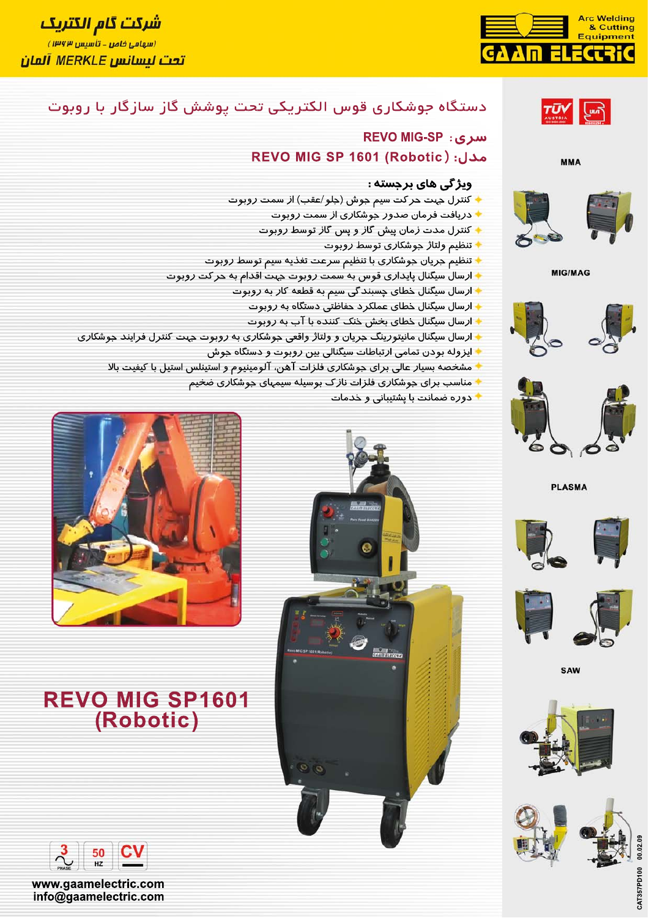# شرکت گام الکتریک

(سهامی خاص - تأسیس ۱۳۶۳)

تحت لیسانس MERKLE آلمان

Arc Welding & Cutting Equipment

GAAM ELECTRIC

## دستگاه جوشکاری قوس الکتریکی تحت پوشش گاز سازگار با روبوت

### سری: REVO MIG-SP

### مدل: REVO MIG SP 1601 (Robotic)

**ویژگی های برجسته :**

- کنترل جهت حرکت سیم جوش (جلو/عقب) از سمت روبوت
- دریافت فرمان صدور جوشکاری از سمت روبوت
- کنترل مدت زمان پیش گاز و پس گاز توسط روبوت
- تنظیم ولتاژ جوشکاری توسط روبوت
- تنظیم جریان جوشکاری با تنظیم سرعت تغذیه سیم توسط روبوت
- ارسال سیگنال پایداری قوس به سمت روبوت جهت اقدام به حرکت روبوت
- ارسال سیگنال خطای چسبندگی سیم به قطعه کار به روبوت
- ارسال سیگنال خطای عملکرد حفاظتی دستگاه به روبوت
- ارسال سیگنال خطای بخش خنک کننده با آب به روبوت
- ارسال سیگنال مانیتورینگ جریان و ولتاژ واقعی جوشکاری به روبوت جهت کنترل فرایند جوشکاری
- ایزوله بودن تمامی ارتباطات سیگنالی بین روبوت و دستگاه جوش
- مشخصه بسیار عالی برای جوشکاری فلزات آهن، آلومینیوم و استینلس استیل با کیفیت بالا
- مناسب برای جوشکاری فلزات نازک بوسیله سیمهای جوشکاری ضخیم
- دوره ضمانت با پشتیبانی و خدمات

MMA

MIG/MAG

PLASMA

SAW

**REVO MIG SP1601 (Robotic)**

3 PHASE | 50 HZ | CV

www.gaamelectric.com
info@gaamelectric.com

CAT357PD100 00.02.09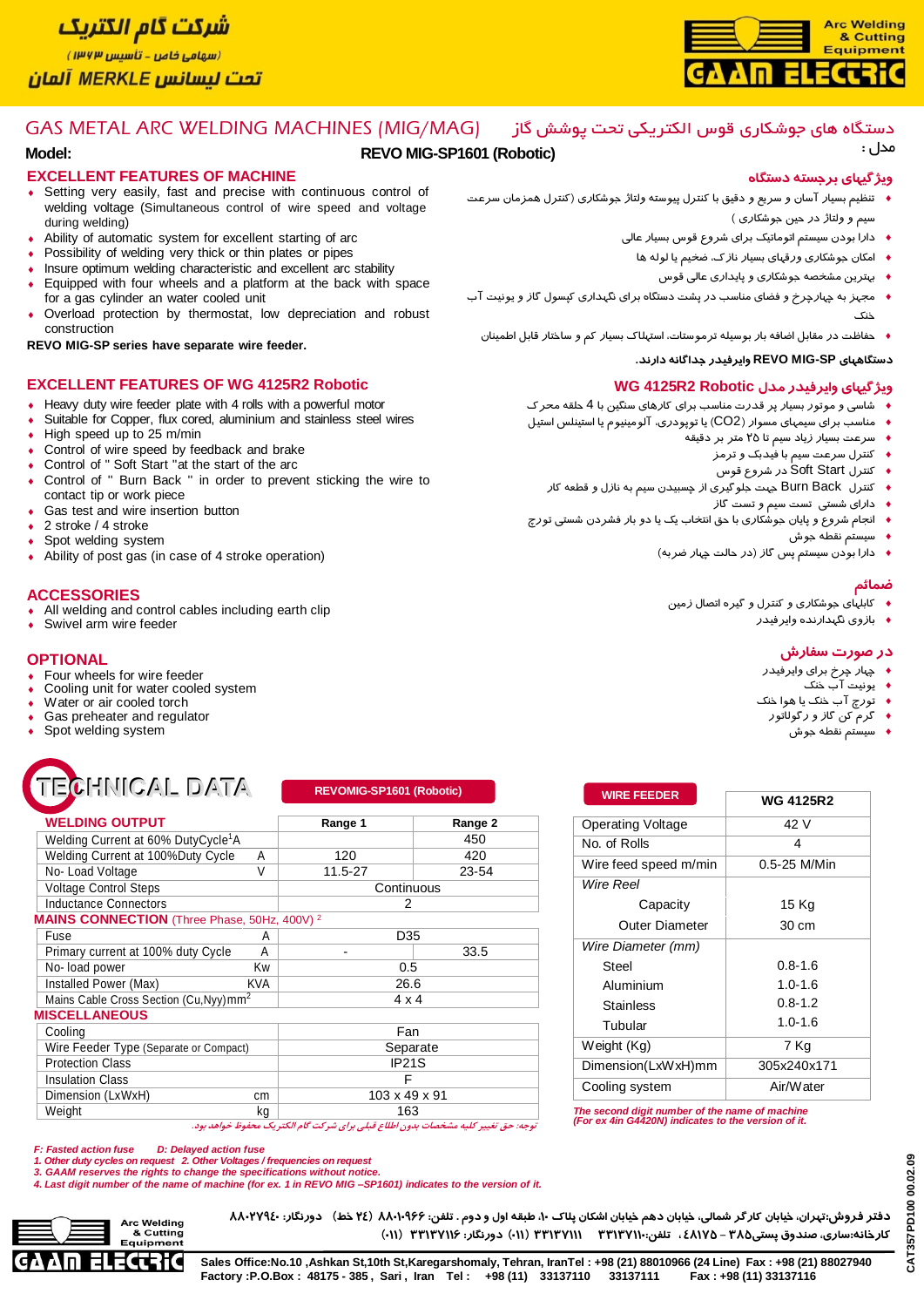# شرکت گام الکتریک

(سهامی خاص - تأسیس ۱۳۷۳)

تحت لیسانس MERKLE آلمان

Arc Welding & Cutting Equipment

GAAM ELECTRIC

## GAS METAL ARC WELDING MACHINES (MIG/MAG)

## دستگاه های جوشکاری قوس الکتریکی تحت پوشش گاز

**Model:** REVO MIG-SP1601 (Robotic) :مدل

### EXCELLENT FEATURES OF MACHINE

- Setting very easily, fast and precise with continuous control of welding voltage (Simultaneous control of wire speed and voltage during welding)
- Ability of automatic system for excellent starting of arc
- Possibility of welding very thick or thin plates or pipes
- Insure optimum welding characteristic and excellent arc stability
- Equipped with four wheels and a platform at the back with space for a gas cylinder an water cooled unit
- Overload protection by thermostat, low depreciation and robust construction

**REVO MIG-SP series have separate wire feeder.**

### ویژگیهای برجسته دستگاه

- تنظیم بسیار آسان و سریع و دقیق با کنترل پیوسته ولتاژ جوشکاری (کنترل همزمان سرعت سیم و ولتاژ در حین جوشکاری)
- دارا بودن سیستم اتوماتیک برای شروع قوس بسیار عالی
- امکان جوشکاری ورقهای بسیار نازک، ضخیم یا لوله ها
- بهترین مشخصه جوشکاری و پایداری عالی قوس
- مجهز به چهارچرخ و فضای مناسب در پشت دستگاه برای نگهداری کپسول گاز و یونیت آب خنک
- حفاظت در مقابل اضافه بار بوسیله ترموستات، استهلاک بسیار کم و ساختار قابل اطمینان

دستگاههای REVO MIG-SP وایرفیدر جداگانه دارند.

### EXCELLENT FEATURES OF WG 4125R2 Robotic

- Heavy duty wire feeder plate with 4 rolls with a powerful motor
- Suitable for Copper, flux cored, aluminium and stainless steel wires
- High speed up to 25 m/min
- Control of wire speed by feedback and brake
- Control of " Soft Start "at the start of the arc
- Control of " Burn Back " in order to prevent sticking the wire to contact tip or work piece
- Gas test and wire insertion button
- 2 stroke / 4 stroke
- Spot welding system
- Ability of post gas (in case of 4 stroke operation)

### ویژگیهای وایرفیدر WG 4125R2 Robotic

- شاسی و موتور بسیار پر قدرت مناسب برای کارهای سنگین با 4 حلقه محرک
- مناسب برای سیمهای مسوار (CO2) یا توپودری، آلومینیوم یا استنلس استیل
- سرعت بسیار زیاد سیم تا ۲۵ متر بر دقیقه
- کنترل سرعت سیم با فیدبک و ترمز
- کنترل Soft Start در شروع قوس
- کنترل Burn Back جهت جلوگیری از چسبیدن سیم به نازل و قطعه کار
- دارای شستی تست سیم و تست گاز
- انجام شروع و پایان جوشکاری با حق انتخاب یک یا دو بار فشردن شستی تورچ
- سیستم نقطه جوش
- دارا بودن سیستم پس گاز (در حالت چهار ضربه)

### ACCESSORIES

- All welding and control cables including earth clip
- Swivel arm wire feeder

### ضمائم

- کابلهای جوشکاری و کنترل و گیره اتصال زمین
- بازوی نگهدارنده وایرفیدر

### OPTIONAL

- Four wheels for wire feeder
- Cooling unit for water cooled system
- Water or air cooled torch
- Gas preheater and regulator
- Spot welding system

### در صورت سفارش

- چهار چرخ برای وایرفیدر
- یونیت آب خنک
- تورچ آب خنک یا هوا خنک
- گرم کن گاز و رگولاتور
- سیستم نقطه جوش

## TECHNICAL DATA

| REVOMIG-SP1601 (Robotic) | | Range 1 | Range 2 |
|---|---|---|---|
| **WELDING OUTPUT** | | | |
| Welding Current at 60% DutyCycle[1] | A | | 450 |
| Welding Current at 100%Duty Cycle | A | 120 | 420 |
| No- Load Voltage | V | 11.5-27 | 23-54 |
| Voltage Control Steps | | Continuous | |
| Inductance Connectors | | 2 | |
| **MAINS CONNECTION** (Three Phase, 50Hz, 400V) [2] | | | |
| Fuse | A | D35 | |
| Primary current at 100% duty Cycle | A | - | 33.5 |
| No- load power | Kw | 0.5 | |
| Installed Power (Max) | KVA | 26.6 | |
| Mains Cable Cross Section (Cu,Nyy) | $mm^2$ | 4 x 4 | |
| **MISCELLANEOUS** | | | |
| Cooling | | Fan | |
| Wire Feeder Type (Separate or Compact) | | Separate | |
| Protection Class | | IP21S | |
| Insulation Class | | F | |
| Dimension (LxWxH) | cm | 103 x 49 x 91 | |
| Weight | kg | 163 | |

توجه: حق تغییر کلیه مشخصات بدون اطلاع قبلی برای شرکت گام الکتریک محفوظ خواهد بود.

| WIRE FEEDER | WG 4125R2 |
|---|---|
| Operating Voltage | 42 V |
| No. of Rolls | 4 |
| Wire feed speed m/min | 0.5-25 M/Min |
| *Wire Reel* | |
| Capacity | 15 Kg |
| Outer Diameter | 30 cm |
| *Wire Diameter (mm)* | |
| Steel | 0.8-1.6 |
| Aluminium | 1.0-1.6 |
| Stainless | 0.8-1.2 |
| Tubular | 1.0-1.6 |
| Weight (Kg) | 7 Kg |
| Dimension(LxWxH)mm | 305x240x171 |
| Cooling system | Air/Water |

*The second digit number of the name of machine (For ex 4in G4420N) indicates to the version of it.*

*F: Fasted action fuse D: Delayed action fuse*
*1. Other duty cycles on request 2. Other Voltages / frequencies on request*
*3. GAAM reserves the rights to change the specifications without notice.*
*4. Last digit number of the name of machine (for ex. 1 in REVO MIG –SP1601) indicates to the version of it.*

دفتر فروش:تهران، خیابان کارگر شمالی، خیابان دهم خیابان اشکان پلاک ۱۰، طبقه اول و دوم . تلفن: ۸۸۰۱۰۹۶۶ (۲۴ خط) دورنگار: ۸۸۰۲۷۹۴۰
کارخانه:ساری، صندوق پستی۳۸۵ – ۴۸۱۷۵ ، تلفن:۳۳۱۳۷۱۱۰ ۳۳۱۳۷۱۱۱ (۰۱۱) دورنگار: ۳۳۱۳۷۱۱۶ (۰۱۱)

Sales Office:No.10 ,Ashkan St,10th St,Karegarshomaly, Tehran, IranTel : +98 (21) 88010966 (24 Line) Fax : +98 (21) 88027940
Factory :P.O.Box : 48175 - 385 , Sari , Iran Tel : +98 (11) 33137110 33137111 Fax : +98 (11) 33137116

CAT357PD100 00.02.09